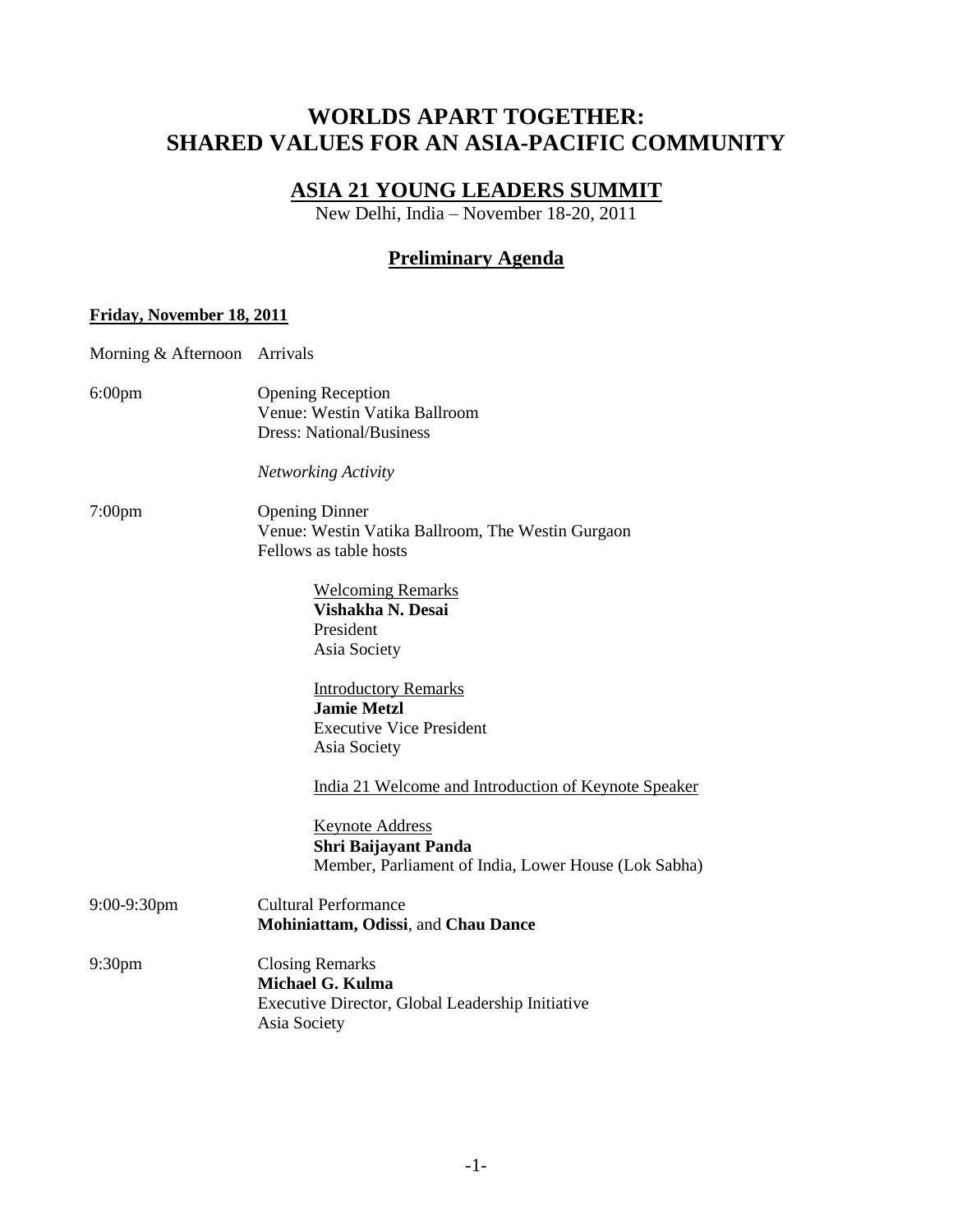# WORLDS APART TOGETHER: SHARED VALUES FOR AN ASIA-PACIFIC COMMUNITY

## ASIA 21 YOUNG LEADERS SUMMIT

New Delhi, India – November 18-20, 2011

## Preliminary Agenda

**Friday, November 18, 2011**

Morning & Afternoon — Arrivals

6:00pm — Opening Reception
Venue: Westin Vatika Ballroom
Dress: National/Business

*Networking Activity*

7:00pm — Opening Dinner
Venue: Westin Vatika Ballroom, The Westin Gurgaon
Fellows as table hosts

Welcoming Remarks
**Vishakha N. Desai**
President
Asia Society

Introductory Remarks
**Jamie Metzl**
Executive Vice President
Asia Society

India 21 Welcome and Introduction of Keynote Speaker

Keynote Address
**Shri Baijayant Panda**
Member, Parliament of India, Lower House (Lok Sabha)

9:00-9:30pm — Cultural Performance
**Mohiniattam, Odissi**, and **Chau Dance**

9:30pm — Closing Remarks
**Michael G. Kulma**
Executive Director, Global Leadership Initiative
Asia Society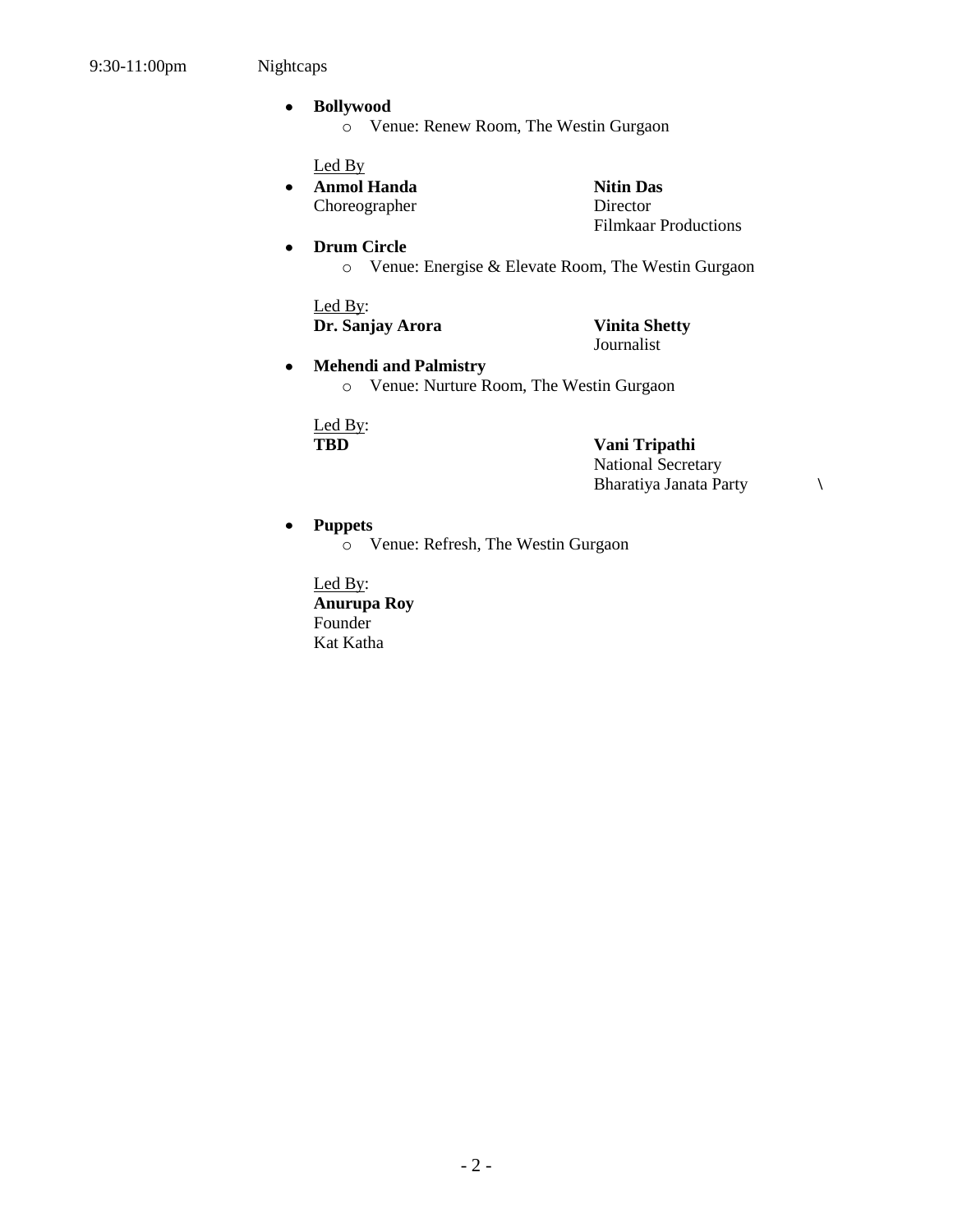9:30-11:00pm Nightcaps

- **Bollywood**
  - Venue: Renew Room, The Westin Gurgaon

  Led By

- **Anmol Handa**
  Choreographer

  **Nitin Das**
  Director
  Filmkaar Productions

- **Drum Circle**
  - Venue: Energise & Elevate Room, The Westin Gurgaon

  Led By:

  **Dr. Sanjay Arora**

  **Vinita Shetty**
  Journalist

- **Mehendi and Palmistry**
  - Venue: Nurture Room, The Westin Gurgaon

  Led By:

  **TBD**

  **Vani Tripathi**
  National Secretary
  Bharatiya Janata Party \

- **Puppets**
  - Venue: Refresh, The Westin Gurgaon

  Led By:

  **Anurupa Roy**
  Founder
  Kat Katha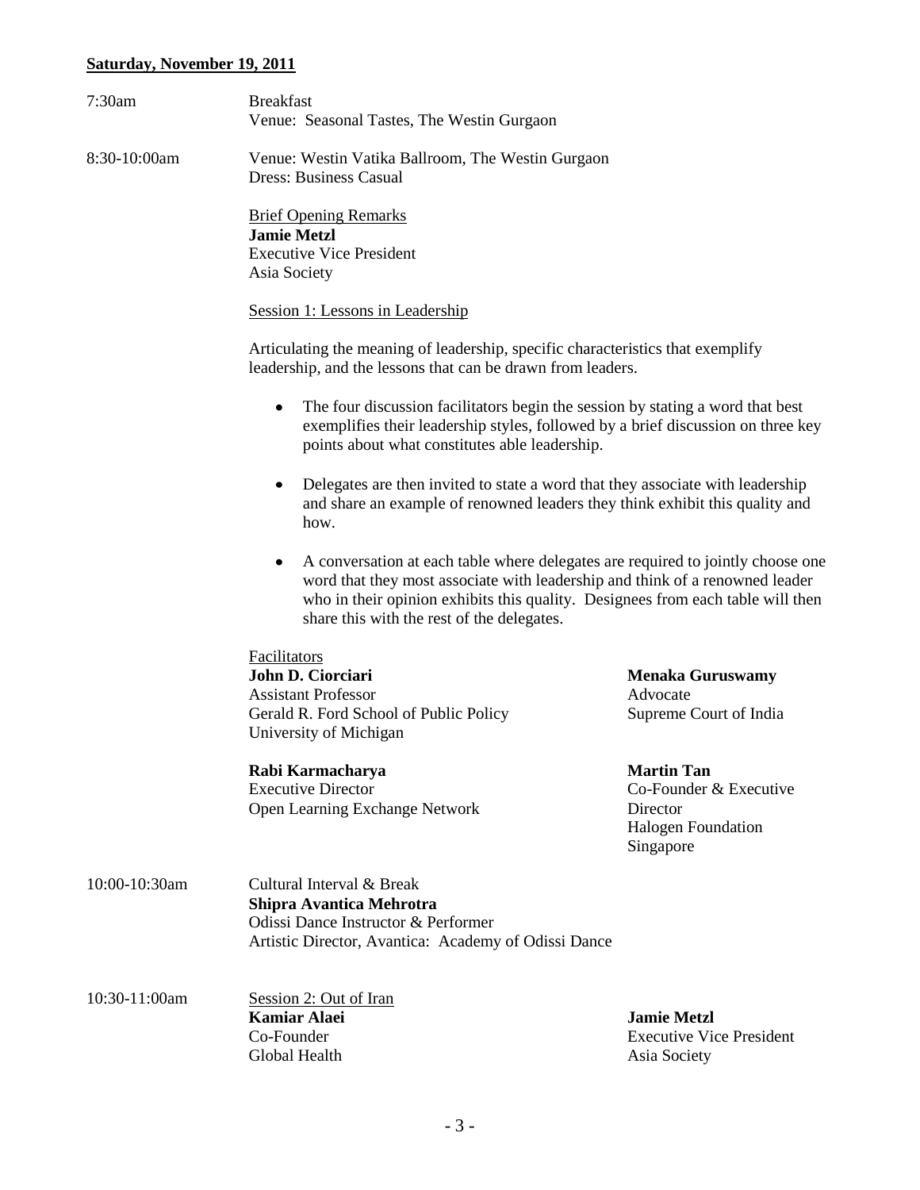**Saturday, November 19, 2011**

7:30am — Breakfast
Venue: Seasonal Tastes, The Westin Gurgaon

8:30-10:00am — Venue: Westin Vatika Ballroom, The Westin Gurgaon
Dress: Business Casual

Brief Opening Remarks
**Jamie Metzl**
Executive Vice President
Asia Society

Session 1: Lessons in Leadership

Articulating the meaning of leadership, specific characteristics that exemplify leadership, and the lessons that can be drawn from leaders.

- The four discussion facilitators begin the session by stating a word that best exemplifies their leadership styles, followed by a brief discussion on three key points about what constitutes able leadership.
- Delegates are then invited to state a word that they associate with leadership and share an example of renowned leaders they think exhibit this quality and how.
- A conversation at each table where delegates are required to jointly choose one word that they most associate with leadership and think of a renowned leader who in their opinion exhibits this quality. Designees from each table will then share this with the rest of the delegates.

Facilitators

**John D. Ciorciari**
Assistant Professor
Gerald R. Ford School of Public Policy
University of Michigan

**Menaka Guruswamy**
Advocate
Supreme Court of India

**Rabi Karmacharya**
Executive Director
Open Learning Exchange Network

**Martin Tan**
Co-Founder & Executive Director
Halogen Foundation
Singapore

10:00-10:30am — Cultural Interval & Break
**Shipra Avantica Mehrotra**
Odissi Dance Instructor & Performer
Artistic Director, Avantica: Academy of Odissi Dance

10:30-11:00am — Session 2: Out of Iran

**Kamiar Alaei**
Co-Founder
Global Health

**Jamie Metzl**
Executive Vice President
Asia Society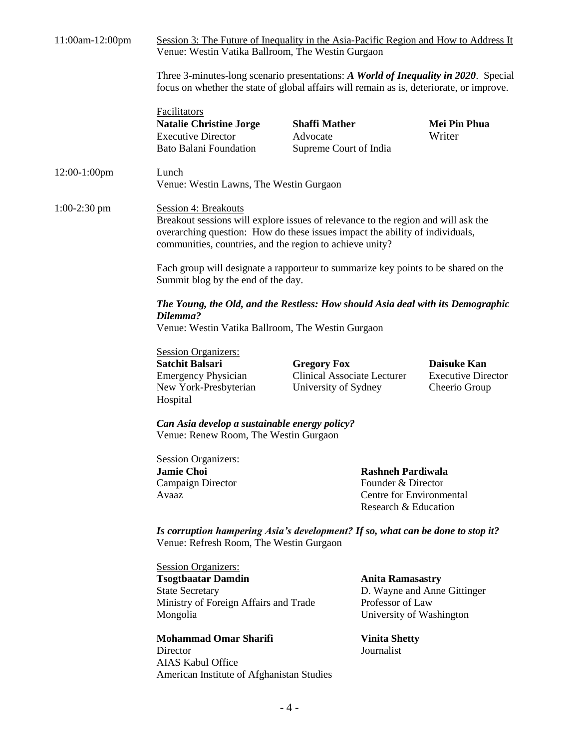**11:00am-12:00pm**

Session 3: The Future of Inequality in the Asia-Pacific Region and How to Address It
Venue: Westin Vatika Ballroom, The Westin Gurgaon

Three 3-minutes-long scenario presentations: ***A World of Inequality in 2020***. Special focus on whether the state of global affairs will remain as is, deteriorate, or improve.

Facilitators

**Natalie Christine Jorge**
Executive Director
Bato Balani Foundation

**Shaffi Mather**
Advocate
Supreme Court of India

**Mei Pin Phua**
Writer

**12:00-1:00pm**

Lunch
Venue: Westin Lawns, The Westin Gurgaon

**1:00-2:30 pm**

Session 4: Breakouts
Breakout sessions will explore issues of relevance to the region and will ask the overarching question: How do these issues impact the ability of individuals, communities, countries, and the region to achieve unity?

Each group will designate a rapporteur to summarize key points to be shared on the Summit blog by the end of the day.

***The Young, the Old, and the Restless: How should Asia deal with its Demographic Dilemma?***
Venue: Westin Vatika Ballroom, The Westin Gurgaon

Session Organizers:

**Satchit Balsari**
Emergency Physician
New York-Presbyterian Hospital

**Gregory Fox**
Clinical Associate Lecturer
University of Sydney

**Daisuke Kan**
Executive Director
Cheerio Group

***Can Asia develop a sustainable energy policy?***
Venue: Renew Room, The Westin Gurgaon

Session Organizers:

**Jamie Choi**
Campaign Director
Avaaz

**Rashneh Pardiwala**
Founder & Director
Centre for Environmental Research & Education

***Is corruption hampering Asia's development? If so, what can be done to stop it?***
Venue: Refresh Room, The Westin Gurgaon

Session Organizers:

**Tsogtbaatar Damdin**
State Secretary
Ministry of Foreign Affairs and Trade
Mongolia

**Anita Ramasastry**
D. Wayne and Anne Gittinger Professor of Law
University of Washington

**Mohammad Omar Sharifi**
Director
AIAS Kabul Office
American Institute of Afghanistan Studies

**Vinita Shetty**
Journalist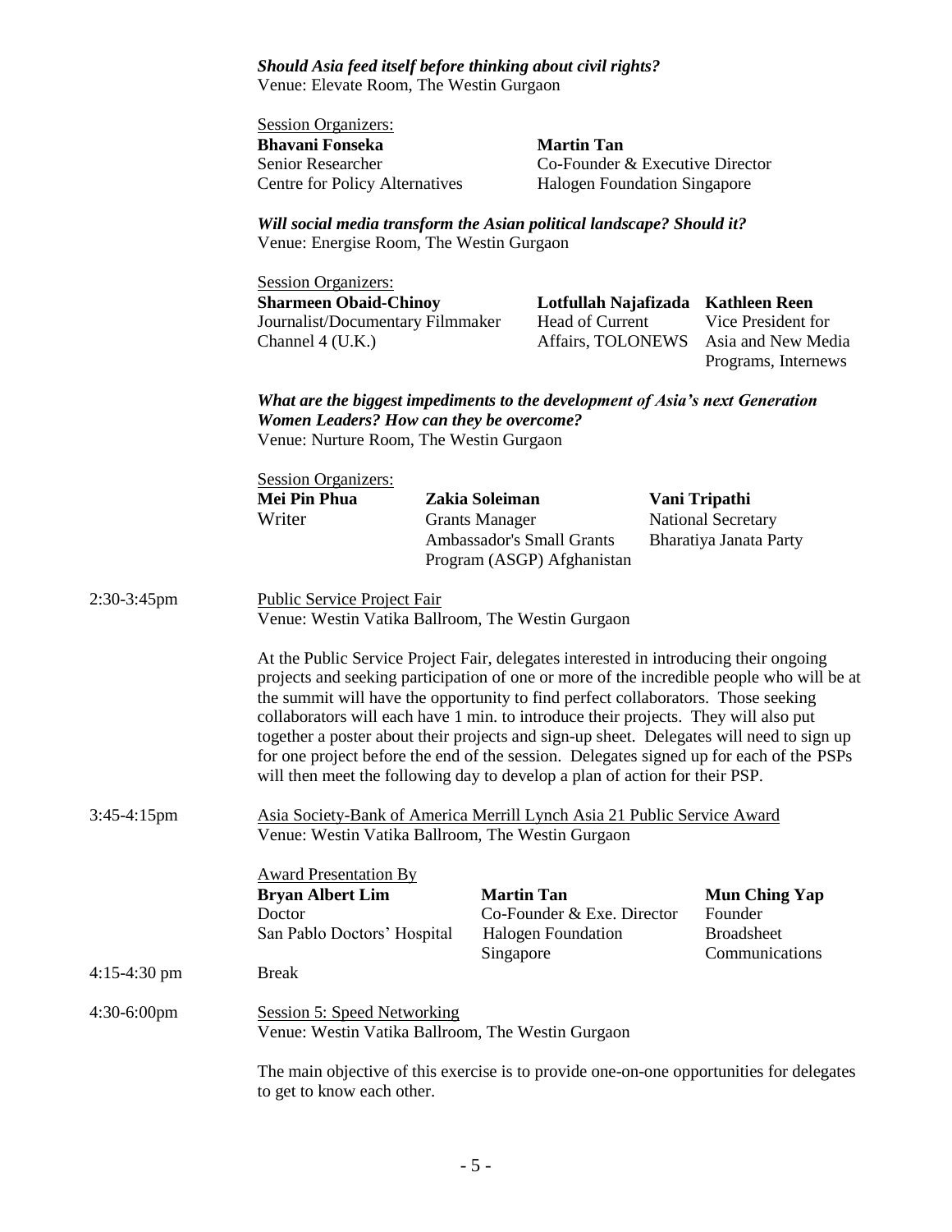***Should Asia feed itself before thinking about civil rights?***
Venue: Elevate Room, The Westin Gurgaon

Session Organizers:

| | |
|---|---|
| **Bhavani Fonseka** | **Martin Tan** |
| Senior Researcher | Co-Founder & Executive Director |
| Centre for Policy Alternatives | Halogen Foundation Singapore |

***Will social media transform the Asian political landscape? Should it?***
Venue: Energise Room, The Westin Gurgaon

Session Organizers:

| | | |
|---|---|---|
| **Sharmeen Obaid-Chinoy** | **Lotfullah Najafizada** | **Kathleen Reen** |
| Journalist/Documentary Filmmaker | Head of Current Affairs, TOLONEWS | Vice President for Asia and New Media Programs, Internews |
| Channel 4 (U.K.) | | |

***What are the biggest impediments to the development of Asia's next Generation Women Leaders? How can they be overcome?***
Venue: Nurture Room, The Westin Gurgaon

Session Organizers:

| | | |
|---|---|---|
| **Mei Pin Phua** | **Zakia Soleiman** | **Vani Tripathi** |
| Writer | Grants Manager | National Secretary |
| | Ambassador's Small Grants Program (ASGP) Afghanistan | Bharatiya Janata Party |

2:30-3:45pm — Public Service Project Fair
Venue: Westin Vatika Ballroom, The Westin Gurgaon

At the Public Service Project Fair, delegates interested in introducing their ongoing projects and seeking participation of one or more of the incredible people who will be at the summit will have the opportunity to find perfect collaborators. Those seeking collaborators will each have 1 min. to introduce their projects. They will also put together a poster about their projects and sign-up sheet. Delegates will need to sign up for one project before the end of the session. Delegates signed up for each of the PSPs will then meet the following day to develop a plan of action for their PSP.

3:45-4:15pm — Asia Society-Bank of America Merrill Lynch Asia 21 Public Service Award
Venue: Westin Vatika Ballroom, The Westin Gurgaon

Award Presentation By

| | | |
|---|---|---|
| **Bryan Albert Lim** | **Martin Tan** | **Mun Ching Yap** |
| Doctor | Co-Founder & Exe. Director | Founder |
| San Pablo Doctors' Hospital | Halogen Foundation Singapore | Broadsheet Communications |

4:15-4:30 pm — Break

4:30-6:00pm — Session 5: Speed Networking
Venue: Westin Vatika Ballroom, The Westin Gurgaon

The main objective of this exercise is to provide one-on-one opportunities for delegates to get to know each other.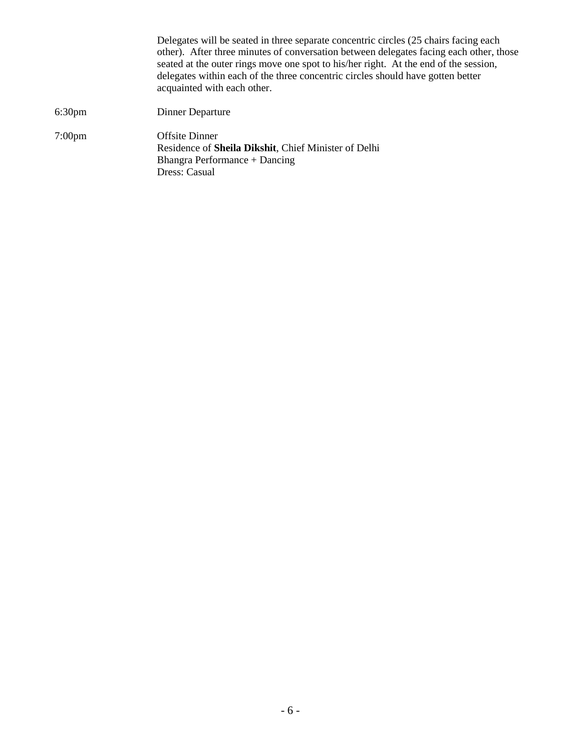Delegates will be seated in three separate concentric circles (25 chairs facing each other). After three minutes of conversation between delegates facing each other, those seated at the outer rings move one spot to his/her right. At the end of the session, delegates within each of the three concentric circles should have gotten better acquainted with each other.

| | |
|---|---|
| 6:30pm | Dinner Departure |
| 7:00pm | Offsite Dinner<br>Residence of **Sheila Dikshit**, Chief Minister of Delhi<br>Bhangra Performance + Dancing<br>Dress: Casual |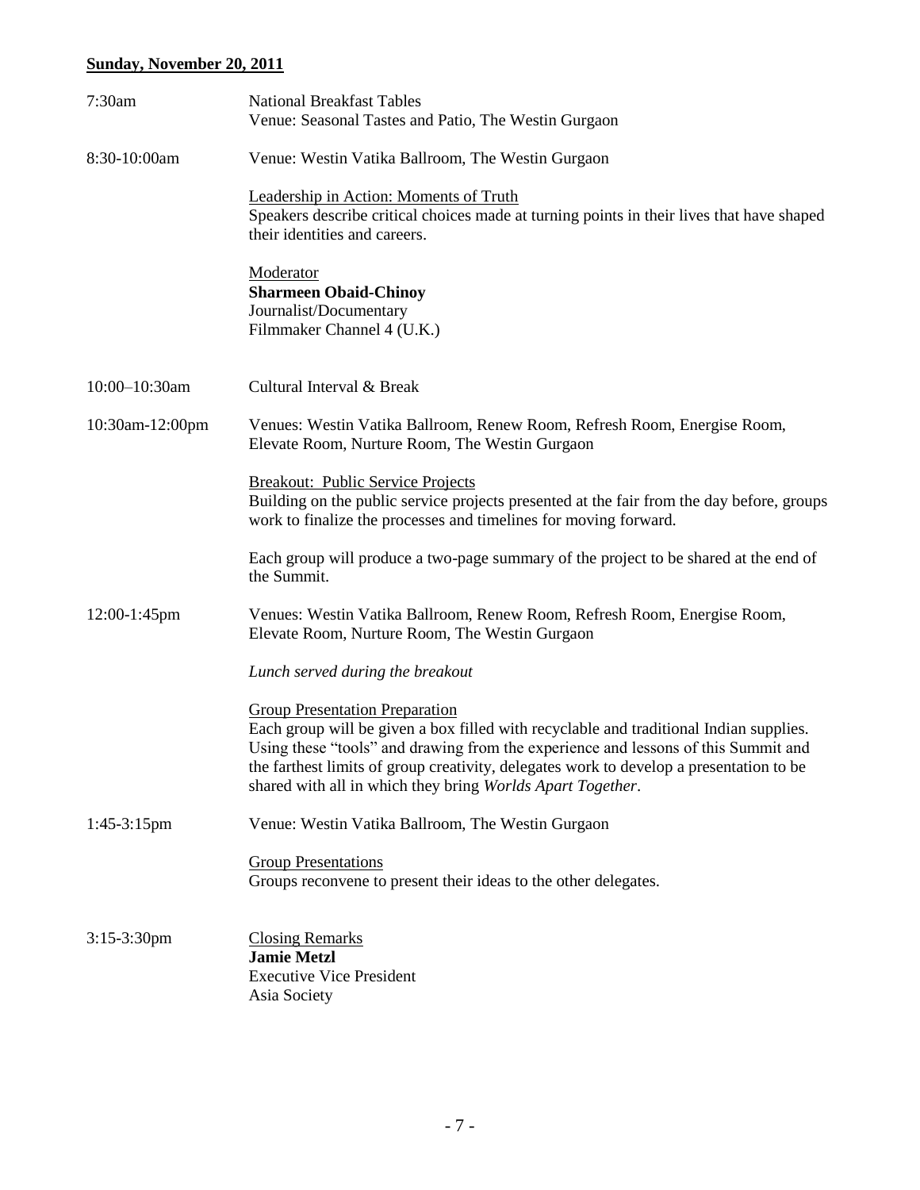**Sunday, November 20, 2011**

| | |
|---|---|
| 7:30am | National Breakfast Tables<br>Venue: Seasonal Tastes and Patio, The Westin Gurgaon |
| 8:30-10:00am | Venue: Westin Vatika Ballroom, The Westin Gurgaon<br><br>Leadership in Action: Moments of Truth<br>Speakers describe critical choices made at turning points in their lives that have shaped their identities and careers.<br><br>Moderator<br>**Sharmeen Obaid-Chinoy**<br>Journalist/Documentary<br>Filmmaker Channel 4 (U.K.) |
| 10:00–10:30am | Cultural Interval & Break |
| 10:30am-12:00pm | Venues: Westin Vatika Ballroom, Renew Room, Refresh Room, Energise Room, Elevate Room, Nurture Room, The Westin Gurgaon<br><br>Breakout: Public Service Projects<br>Building on the public service projects presented at the fair from the day before, groups work to finalize the processes and timelines for moving forward.<br><br>Each group will produce a two-page summary of the project to be shared at the end of the Summit. |
| 12:00-1:45pm | Venues: Westin Vatika Ballroom, Renew Room, Refresh Room, Energise Room, Elevate Room, Nurture Room, The Westin Gurgaon<br><br>*Lunch served during the breakout*<br><br>Group Presentation Preparation<br>Each group will be given a box filled with recyclable and traditional Indian supplies. Using these "tools" and drawing from the experience and lessons of this Summit and the farthest limits of group creativity, delegates work to develop a presentation to be shared with all in which they bring *Worlds Apart Together*. |
| 1:45-3:15pm | Venue: Westin Vatika Ballroom, The Westin Gurgaon<br><br>Group Presentations<br>Groups reconvene to present their ideas to the other delegates. |
| 3:15-3:30pm | Closing Remarks<br>**Jamie Metzl**<br>Executive Vice President<br>Asia Society |